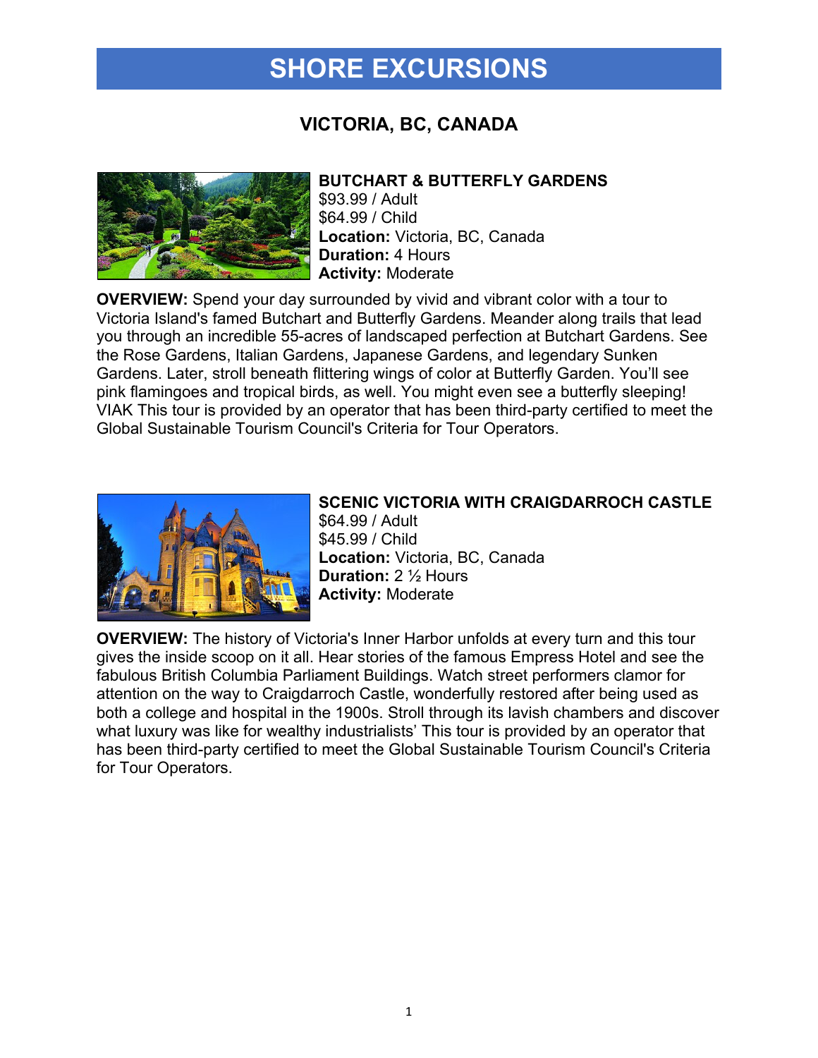# SHORE EXCURSIONS

## VICTORIA, BC, CANADA

### BUTCHART & BUTTERFLY GARDENS

$93.99 / Adult
$64.99 / Child
**Location:** Victoria, BC, Canada
**Duration:** 4 Hours
**Activity:** Moderate

**OVERVIEW:** Spend your day surrounded by vivid and vibrant color with a tour to Victoria Island's famed Butchart and Butterfly Gardens. Meander along trails that lead you through an incredible 55-acres of landscaped perfection at Butchart Gardens. See the Rose Gardens, Italian Gardens, Japanese Gardens, and legendary Sunken Gardens. Later, stroll beneath flittering wings of color at Butterfly Garden. You'll see pink flamingoes and tropical birds, as well. You might even see a butterfly sleeping! VIAK This tour is provided by an operator that has been third-party certified to meet the Global Sustainable Tourism Council's Criteria for Tour Operators.

### SCENIC VICTORIA WITH CRAIGDARROCH CASTLE

$64.99 / Adult
$45.99 / Child
**Location:** Victoria, BC, Canada
**Duration:** 2 ½ Hours
**Activity:** Moderate

**OVERVIEW:** The history of Victoria's Inner Harbor unfolds at every turn and this tour gives the inside scoop on it all. Hear stories of the famous Empress Hotel and see the fabulous British Columbia Parliament Buildings. Watch street performers clamor for attention on the way to Craigdarroch Castle, wonderfully restored after being used as both a college and hospital in the 1900s. Stroll through its lavish chambers and discover what luxury was like for wealthy industrialists' This tour is provided by an operator that has been third-party certified to meet the Global Sustainable Tourism Council's Criteria for Tour Operators.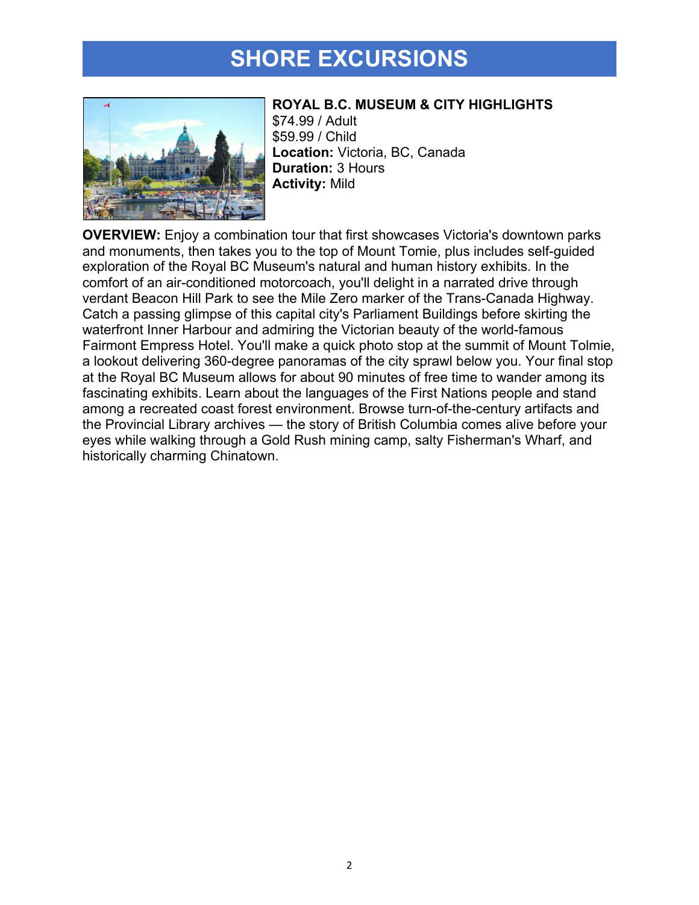# SHORE EXCURSIONS

**ROYAL B.C. MUSEUM & CITY HIGHLIGHTS**
$74.99 / Adult
$59.99 / Child
**Location:** Victoria, BC, Canada
**Duration:** 3 Hours
**Activity:** Mild

**OVERVIEW:** Enjoy a combination tour that first showcases Victoria's downtown parks and monuments, then takes you to the top of Mount Tomie, plus includes self-guided exploration of the Royal BC Museum's natural and human history exhibits. In the comfort of an air-conditioned motorcoach, you'll delight in a narrated drive through verdant Beacon Hill Park to see the Mile Zero marker of the Trans-Canada Highway. Catch a passing glimpse of this capital city's Parliament Buildings before skirting the waterfront Inner Harbour and admiring the Victorian beauty of the world-famous Fairmont Empress Hotel. You'll make a quick photo stop at the summit of Mount Tolmie, a lookout delivering 360-degree panoramas of the city sprawl below you. Your final stop at the Royal BC Museum allows for about 90 minutes of free time to wander among its fascinating exhibits. Learn about the languages of the First Nations people and stand among a recreated coast forest environment. Browse turn-of-the-century artifacts and the Provincial Library archives — the story of British Columbia comes alive before your eyes while walking through a Gold Rush mining camp, salty Fisherman's Wharf, and historically charming Chinatown.